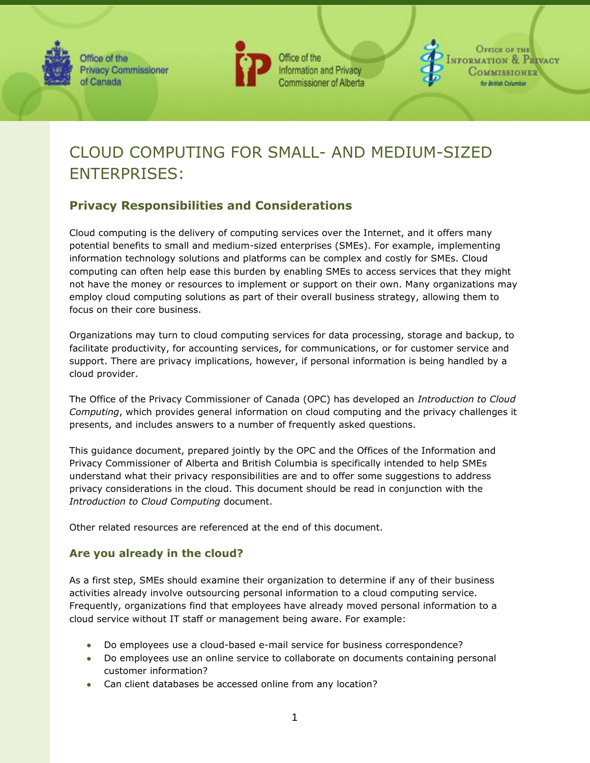Office of the Privacy Commissioner of Canada

Office of the Information and Privacy Commissioner of Alberta

Office of the Information & Privacy Commissioner for British Columbia

# CLOUD COMPUTING FOR SMALL- AND MEDIUM-SIZED ENTERPRISES:

## Privacy Responsibilities and Considerations

Cloud computing is the delivery of computing services over the Internet, and it offers many potential benefits to small and medium-sized enterprises (SMEs). For example, implementing information technology solutions and platforms can be complex and costly for SMEs. Cloud computing can often help ease this burden by enabling SMEs to access services that they might not have the money or resources to implement or support on their own. Many organizations may employ cloud computing solutions as part of their overall business strategy, allowing them to focus on their core business.

Organizations may turn to cloud computing services for data processing, storage and backup, to facilitate productivity, for accounting services, for communications, or for customer service and support. There are privacy implications, however, if personal information is being handled by a cloud provider.

The Office of the Privacy Commissioner of Canada (OPC) has developed an *Introduction to Cloud Computing*, which provides general information on cloud computing and the privacy challenges it presents, and includes answers to a number of frequently asked questions.

This guidance document, prepared jointly by the OPC and the Offices of the Information and Privacy Commissioner of Alberta and British Columbia is specifically intended to help SMEs understand what their privacy responsibilities are and to offer some suggestions to address privacy considerations in the cloud. This document should be read in conjunction with the *Introduction to Cloud Computing* document.

Other related resources are referenced at the end of this document.

### Are you already in the cloud?

As a first step, SMEs should examine their organization to determine if any of their business activities already involve outsourcing personal information to a cloud computing service. Frequently, organizations find that employees have already moved personal information to a cloud service without IT staff or management being aware. For example:

- Do employees use a cloud-based e-mail service for business correspondence?
- Do employees use an online service to collaborate on documents containing personal customer information?
- Can client databases be accessed online from any location?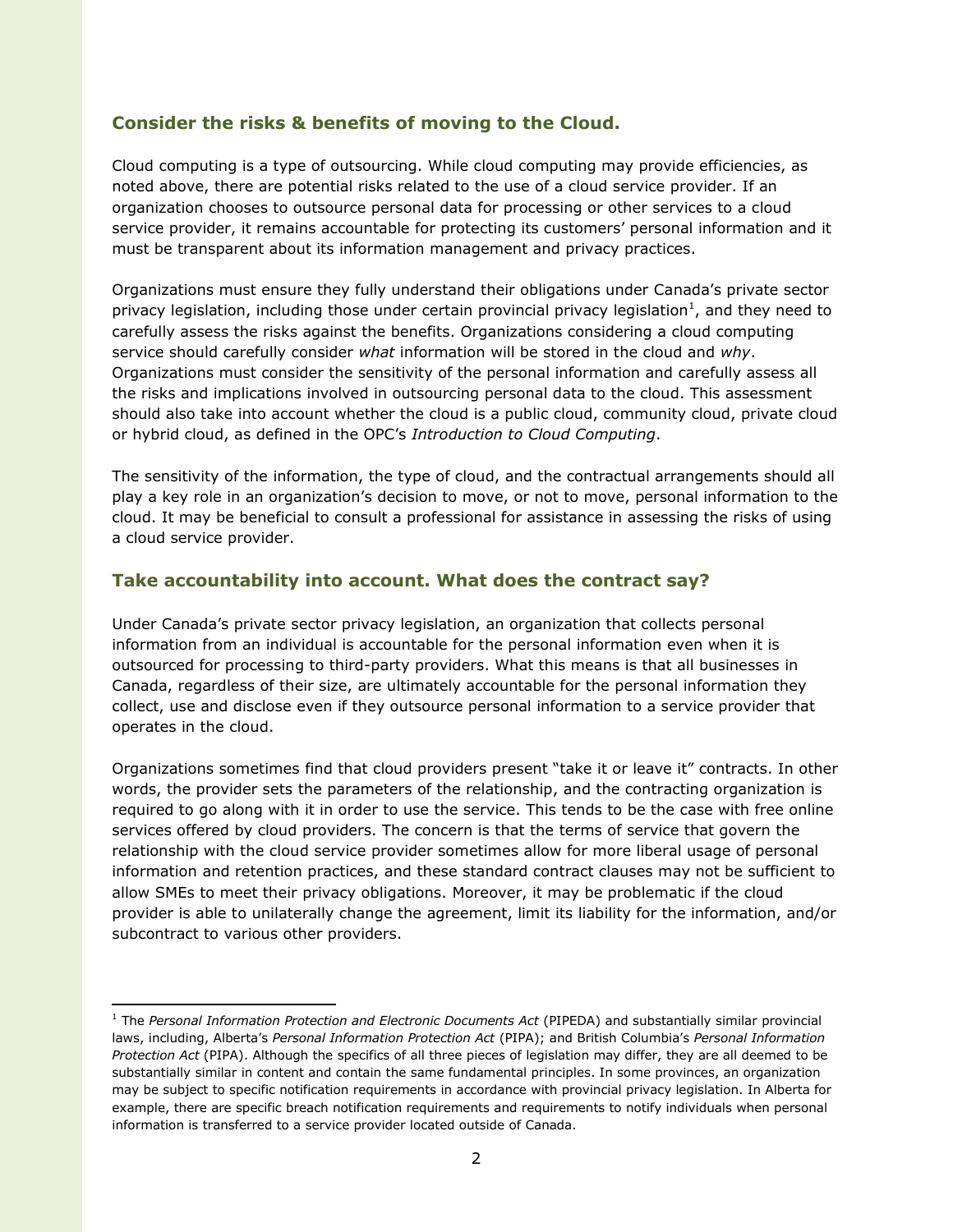## Consider the risks & benefits of moving to the Cloud.

Cloud computing is a type of outsourcing. While cloud computing may provide efficiencies, as noted above, there are potential risks related to the use of a cloud service provider. If an organization chooses to outsource personal data for processing or other services to a cloud service provider, it remains accountable for protecting its customers' personal information and it must be transparent about its information management and privacy practices.

Organizations must ensure they fully understand their obligations under Canada's private sector privacy legislation, including those under certain provincial privacy legislation[1], and they need to carefully assess the risks against the benefits. Organizations considering a cloud computing service should carefully consider *what* information will be stored in the cloud and *why*. Organizations must consider the sensitivity of the personal information and carefully assess all the risks and implications involved in outsourcing personal data to the cloud. This assessment should also take into account whether the cloud is a public cloud, community cloud, private cloud or hybrid cloud, as defined in the OPC's *Introduction to Cloud Computing*.

The sensitivity of the information, the type of cloud, and the contractual arrangements should all play a key role in an organization's decision to move, or not to move, personal information to the cloud. It may be beneficial to consult a professional for assistance in assessing the risks of using a cloud service provider.

## Take accountability into account. What does the contract say?

Under Canada's private sector privacy legislation, an organization that collects personal information from an individual is accountable for the personal information even when it is outsourced for processing to third-party providers. What this means is that all businesses in Canada, regardless of their size, are ultimately accountable for the personal information they collect, use and disclose even if they outsource personal information to a service provider that operates in the cloud.

Organizations sometimes find that cloud providers present "take it or leave it" contracts. In other words, the provider sets the parameters of the relationship, and the contracting organization is required to go along with it in order to use the service. This tends to be the case with free online services offered by cloud providers. The concern is that the terms of service that govern the relationship with the cloud service provider sometimes allow for more liberal usage of personal information and retention practices, and these standard contract clauses may not be sufficient to allow SMEs to meet their privacy obligations. Moreover, it may be problematic if the cloud provider is able to unilaterally change the agreement, limit its liability for the information, and/or subcontract to various other providers.

---

[1] The *Personal Information Protection and Electronic Documents Act* (PIPEDA) and substantially similar provincial laws, including, Alberta's *Personal Information Protection Act* (PIPA); and British Columbia's *Personal Information Protection Act* (PIPA). Although the specifics of all three pieces of legislation may differ, they are all deemed to be substantially similar in content and contain the same fundamental principles. In some provinces, an organization may be subject to specific notification requirements in accordance with provincial privacy legislation. In Alberta for example, there are specific breach notification requirements and requirements to notify individuals when personal information is transferred to a service provider located outside of Canada.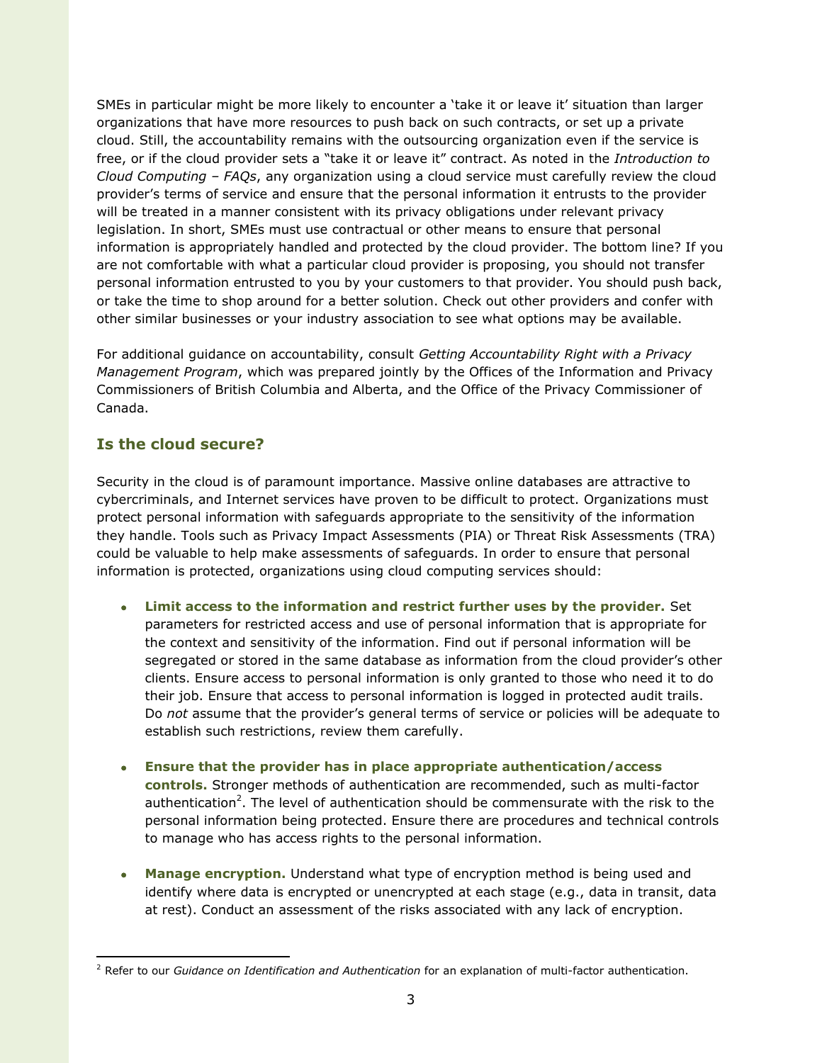SMEs in particular might be more likely to encounter a 'take it or leave it' situation than larger organizations that have more resources to push back on such contracts, or set up a private cloud. Still, the accountability remains with the outsourcing organization even if the service is free, or if the cloud provider sets a "take it or leave it" contract. As noted in the *Introduction to Cloud Computing – FAQs*, any organization using a cloud service must carefully review the cloud provider's terms of service and ensure that the personal information it entrusts to the provider will be treated in a manner consistent with its privacy obligations under relevant privacy legislation. In short, SMEs must use contractual or other means to ensure that personal information is appropriately handled and protected by the cloud provider. The bottom line? If you are not comfortable with what a particular cloud provider is proposing, you should not transfer personal information entrusted to you by your customers to that provider. You should push back, or take the time to shop around for a better solution. Check out other providers and confer with other similar businesses or your industry association to see what options may be available.

For additional guidance on accountability, consult *Getting Accountability Right with a Privacy Management Program*, which was prepared jointly by the Offices of the Information and Privacy Commissioners of British Columbia and Alberta, and the Office of the Privacy Commissioner of Canada.

## Is the cloud secure?

Security in the cloud is of paramount importance. Massive online databases are attractive to cybercriminals, and Internet services have proven to be difficult to protect. Organizations must protect personal information with safeguards appropriate to the sensitivity of the information they handle. Tools such as Privacy Impact Assessments (PIA) or Threat Risk Assessments (TRA) could be valuable to help make assessments of safeguards. In order to ensure that personal information is protected, organizations using cloud computing services should:

- **Limit access to the information and restrict further uses by the provider.** Set parameters for restricted access and use of personal information that is appropriate for the context and sensitivity of the information. Find out if personal information will be segregated or stored in the same database as information from the cloud provider's other clients. Ensure access to personal information is only granted to those who need it to do their job. Ensure that access to personal information is logged in protected audit trails. Do *not* assume that the provider's general terms of service or policies will be adequate to establish such restrictions, review them carefully.

- **Ensure that the provider has in place appropriate authentication/access controls.** Stronger methods of authentication are recommended, such as multi-factor authentication[2]. The level of authentication should be commensurate with the risk to the personal information being protected. Ensure there are procedures and technical controls to manage who has access rights to the personal information.

- **Manage encryption.** Understand what type of encryption method is being used and identify where data is encrypted or unencrypted at each stage (e.g., data in transit, data at rest). Conduct an assessment of the risks associated with any lack of encryption.

---

[2] Refer to our *Guidance on Identification and Authentication* for an explanation of multi-factor authentication.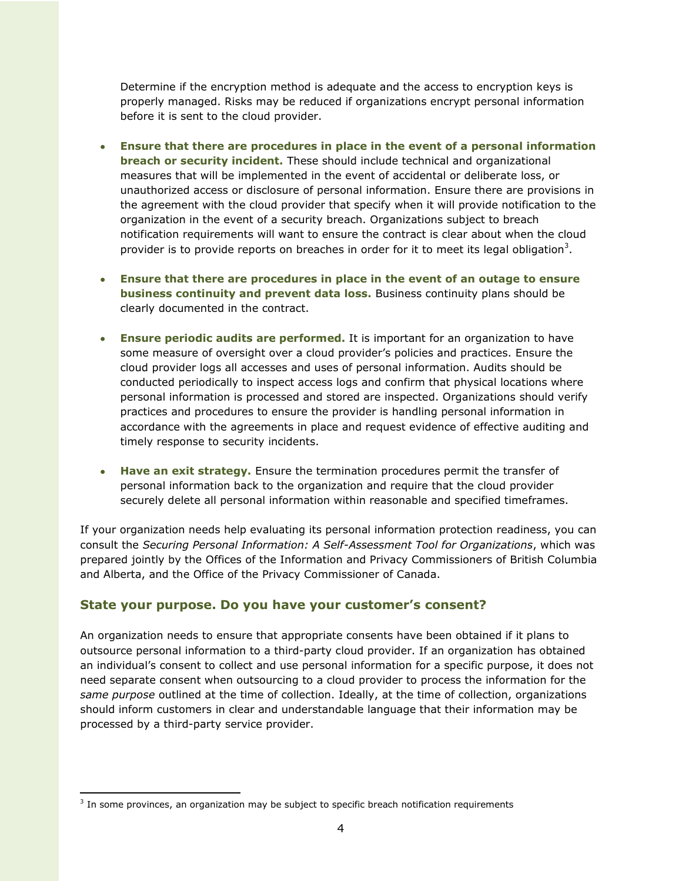Determine if the encryption method is adequate and the access to encryption keys is properly managed. Risks may be reduced if organizations encrypt personal information before it is sent to the cloud provider.

- **Ensure that there are procedures in place in the event of a personal information breach or security incident.** These should include technical and organizational measures that will be implemented in the event of accidental or deliberate loss, or unauthorized access or disclosure of personal information. Ensure there are provisions in the agreement with the cloud provider that specify when it will provide notification to the organization in the event of a security breach. Organizations subject to breach notification requirements will want to ensure the contract is clear about when the cloud provider is to provide reports on breaches in order for it to meet its legal obligation[3].

- **Ensure that there are procedures in place in the event of an outage to ensure business continuity and prevent data loss.** Business continuity plans should be clearly documented in the contract.

- **Ensure periodic audits are performed.** It is important for an organization to have some measure of oversight over a cloud provider's policies and practices. Ensure the cloud provider logs all accesses and uses of personal information. Audits should be conducted periodically to inspect access logs and confirm that physical locations where personal information is processed and stored are inspected. Organizations should verify practices and procedures to ensure the provider is handling personal information in accordance with the agreements in place and request evidence of effective auditing and timely response to security incidents.

- **Have an exit strategy.** Ensure the termination procedures permit the transfer of personal information back to the organization and require that the cloud provider securely delete all personal information within reasonable and specified timeframes.

If your organization needs help evaluating its personal information protection readiness, you can consult the *Securing Personal Information: A Self-Assessment Tool for Organizations*, which was prepared jointly by the Offices of the Information and Privacy Commissioners of British Columbia and Alberta, and the Office of the Privacy Commissioner of Canada.

## State your purpose. Do you have your customer's consent?

An organization needs to ensure that appropriate consents have been obtained if it plans to outsource personal information to a third-party cloud provider. If an organization has obtained an individual's consent to collect and use personal information for a specific purpose, it does not need separate consent when outsourcing to a cloud provider to process the information for the *same purpose* outlined at the time of collection. Ideally, at the time of collection, organizations should inform customers in clear and understandable language that their information may be processed by a third-party service provider.

---

[3] In some provinces, an organization may be subject to specific breach notification requirements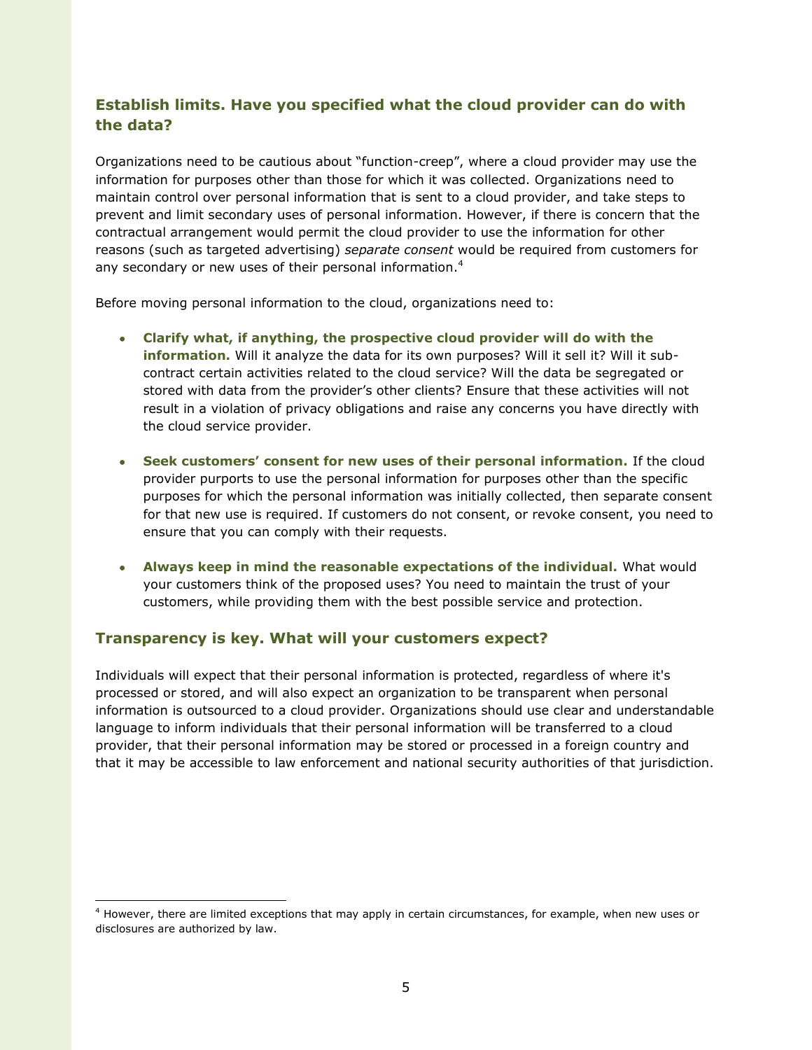## Establish limits. Have you specified what the cloud provider can do with the data?

Organizations need to be cautious about "function-creep", where a cloud provider may use the information for purposes other than those for which it was collected. Organizations need to maintain control over personal information that is sent to a cloud provider, and take steps to prevent and limit secondary uses of personal information. However, if there is concern that the contractual arrangement would permit the cloud provider to use the information for other reasons (such as targeted advertising) *separate consent* would be required from customers for any secondary or new uses of their personal information.[4]

Before moving personal information to the cloud, organizations need to:

- **Clarify what, if anything, the prospective cloud provider will do with the information.** Will it analyze the data for its own purposes? Will it sell it? Will it sub-contract certain activities related to the cloud service? Will the data be segregated or stored with data from the provider's other clients? Ensure that these activities will not result in a violation of privacy obligations and raise any concerns you have directly with the cloud service provider.
- **Seek customers' consent for new uses of their personal information.** If the cloud provider purports to use the personal information for purposes other than the specific purposes for which the personal information was initially collected, then separate consent for that new use is required. If customers do not consent, or revoke consent, you need to ensure that you can comply with their requests.
- **Always keep in mind the reasonable expectations of the individual.** What would your customers think of the proposed uses? You need to maintain the trust of your customers, while providing them with the best possible service and protection.

## Transparency is key. What will your customers expect?

Individuals will expect that their personal information is protected, regardless of where it's processed or stored, and will also expect an organization to be transparent when personal information is outsourced to a cloud provider. Organizations should use clear and understandable language to inform individuals that their personal information will be transferred to a cloud provider, that their personal information may be stored or processed in a foreign country and that it may be accessible to law enforcement and national security authorities of that jurisdiction.

---

[4] However, there are limited exceptions that may apply in certain circumstances, for example, when new uses or disclosures are authorized by law.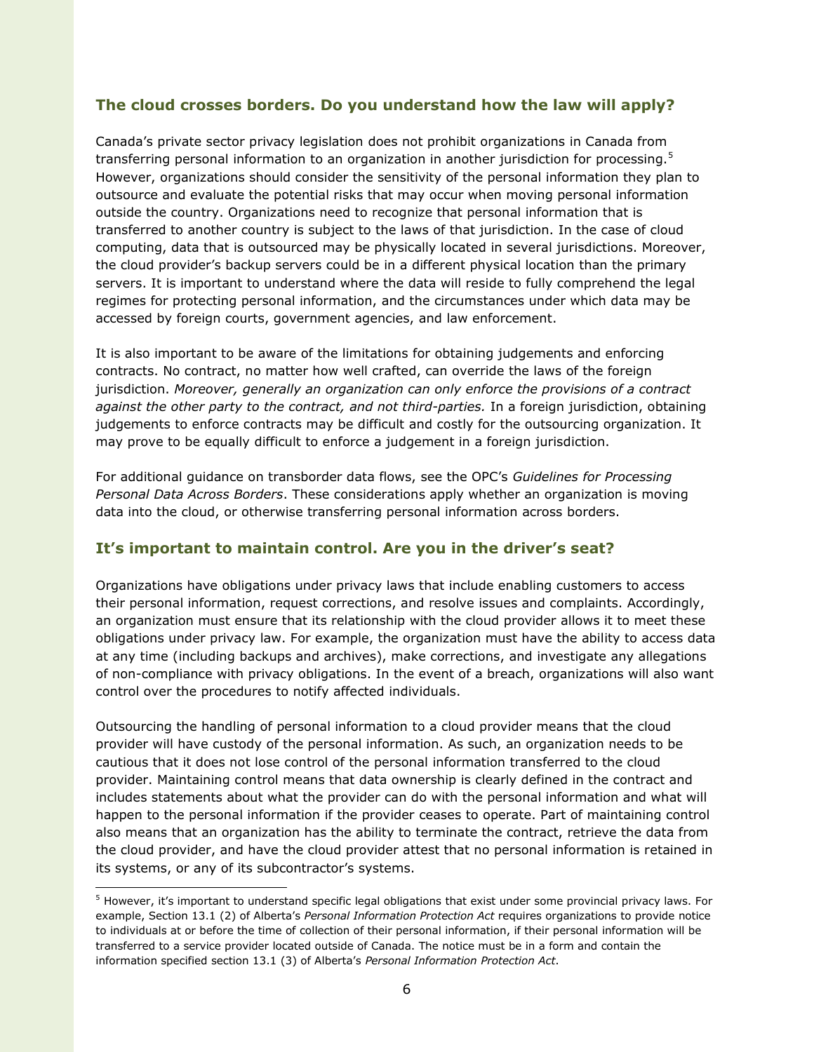## The cloud crosses borders. Do you understand how the law will apply?

Canada's private sector privacy legislation does not prohibit organizations in Canada from transferring personal information to an organization in another jurisdiction for processing.[5] However, organizations should consider the sensitivity of the personal information they plan to outsource and evaluate the potential risks that may occur when moving personal information outside the country. Organizations need to recognize that personal information that is transferred to another country is subject to the laws of that jurisdiction. In the case of cloud computing, data that is outsourced may be physically located in several jurisdictions. Moreover, the cloud provider's backup servers could be in a different physical location than the primary servers. It is important to understand where the data will reside to fully comprehend the legal regimes for protecting personal information, and the circumstances under which data may be accessed by foreign courts, government agencies, and law enforcement.

It is also important to be aware of the limitations for obtaining judgements and enforcing contracts. No contract, no matter how well crafted, can override the laws of the foreign jurisdiction. *Moreover, generally an organization can only enforce the provisions of a contract against the other party to the contract, and not third-parties.* In a foreign jurisdiction, obtaining judgements to enforce contracts may be difficult and costly for the outsourcing organization. It may prove to be equally difficult to enforce a judgement in a foreign jurisdiction.

For additional guidance on transborder data flows, see the OPC's *Guidelines for Processing Personal Data Across Borders*. These considerations apply whether an organization is moving data into the cloud, or otherwise transferring personal information across borders.

## It's important to maintain control. Are you in the driver's seat?

Organizations have obligations under privacy laws that include enabling customers to access their personal information, request corrections, and resolve issues and complaints. Accordingly, an organization must ensure that its relationship with the cloud provider allows it to meet these obligations under privacy law. For example, the organization must have the ability to access data at any time (including backups and archives), make corrections, and investigate any allegations of non-compliance with privacy obligations. In the event of a breach, organizations will also want control over the procedures to notify affected individuals.

Outsourcing the handling of personal information to a cloud provider means that the cloud provider will have custody of the personal information. As such, an organization needs to be cautious that it does not lose control of the personal information transferred to the cloud provider. Maintaining control means that data ownership is clearly defined in the contract and includes statements about what the provider can do with the personal information and what will happen to the personal information if the provider ceases to operate. Part of maintaining control also means that an organization has the ability to terminate the contract, retrieve the data from the cloud provider, and have the cloud provider attest that no personal information is retained in its systems, or any of its subcontractor's systems.

---

[5] However, it's important to understand specific legal obligations that exist under some provincial privacy laws. For example, Section 13.1 (2) of Alberta's *Personal Information Protection Act* requires organizations to provide notice to individuals at or before the time of collection of their personal information, if their personal information will be transferred to a service provider located outside of Canada. The notice must be in a form and contain the information specified section 13.1 (3) of Alberta's *Personal Information Protection Act*.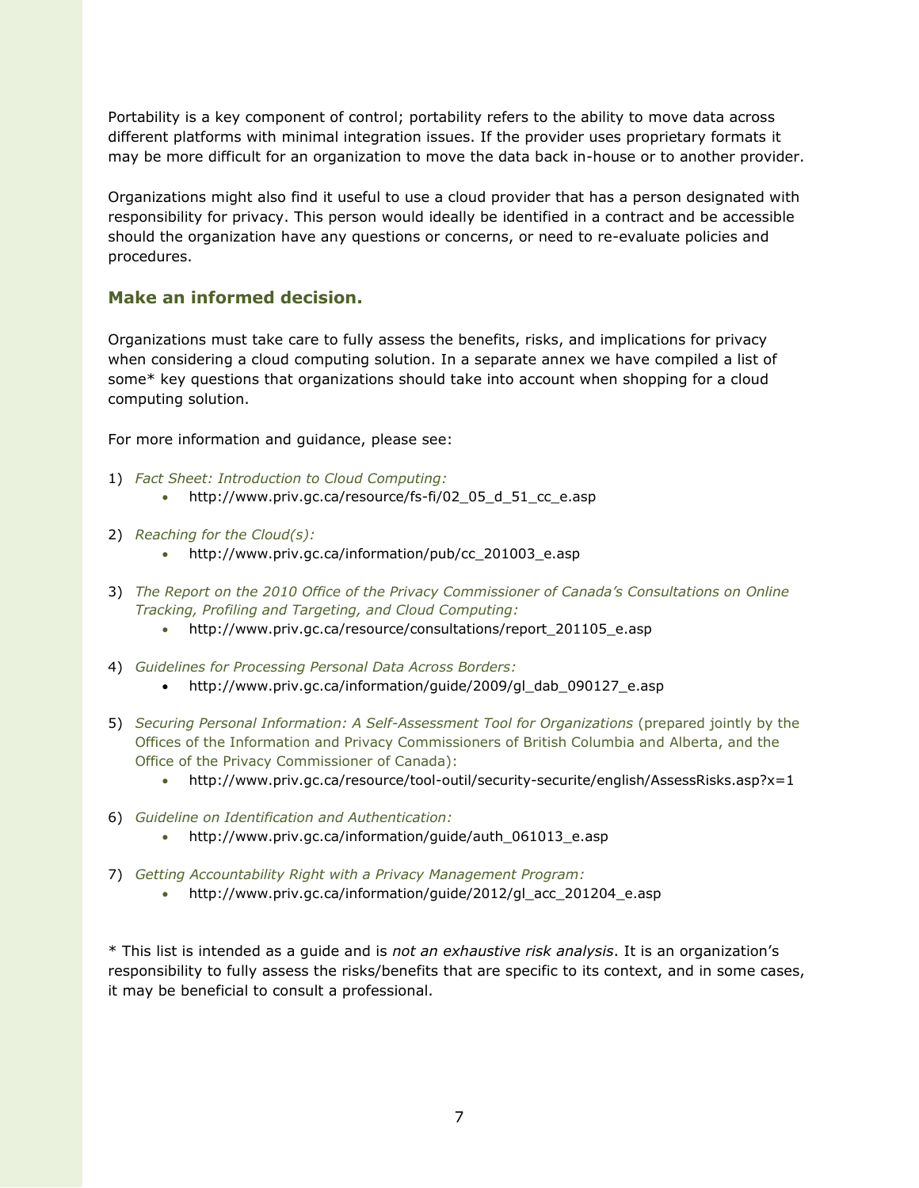Portability is a key component of control; portability refers to the ability to move data across different platforms with minimal integration issues. If the provider uses proprietary formats it may be more difficult for an organization to move the data back in-house or to another provider.

Organizations might also find it useful to use a cloud provider that has a person designated with responsibility for privacy. This person would ideally be identified in a contract and be accessible should the organization have any questions or concerns, or need to re-evaluate policies and procedures.

## Make an informed decision.

Organizations must take care to fully assess the benefits, risks, and implications for privacy when considering a cloud computing solution. In a separate annex we have compiled a list of some* key questions that organizations should take into account when shopping for a cloud computing solution.

For more information and guidance, please see:

1) *Fact Sheet: Introduction to Cloud Computing:*
   - http://www.priv.gc.ca/resource/fs-fi/02_05_d_51_cc_e.asp

2) *Reaching for the Cloud(s):*
   - http://www.priv.gc.ca/information/pub/cc_201003_e.asp

3) *The Report on the 2010 Office of the Privacy Commissioner of Canada's Consultations on Online Tracking, Profiling and Targeting, and Cloud Computing:*
   - http://www.priv.gc.ca/resource/consultations/report_201105_e.asp

4) *Guidelines for Processing Personal Data Across Borders:*
   - http://www.priv.gc.ca/information/guide/2009/gl_dab_090127_e.asp

5) *Securing Personal Information: A Self-Assessment Tool for Organizations* (prepared jointly by the Offices of the Information and Privacy Commissioners of British Columbia and Alberta, and the Office of the Privacy Commissioner of Canada):
   - http://www.priv.gc.ca/resource/tool-outil/security-securite/english/AssessRisks.asp?x=1

6) *Guideline on Identification and Authentication:*
   - http://www.priv.gc.ca/information/guide/auth_061013_e.asp

7) *Getting Accountability Right with a Privacy Management Program:*
   - http://www.priv.gc.ca/information/guide/2012/gl_acc_201204_e.asp

* This list is intended as a guide and is *not an exhaustive risk analysis*. It is an organization's responsibility to fully assess the risks/benefits that are specific to its context, and in some cases, it may be beneficial to consult a professional.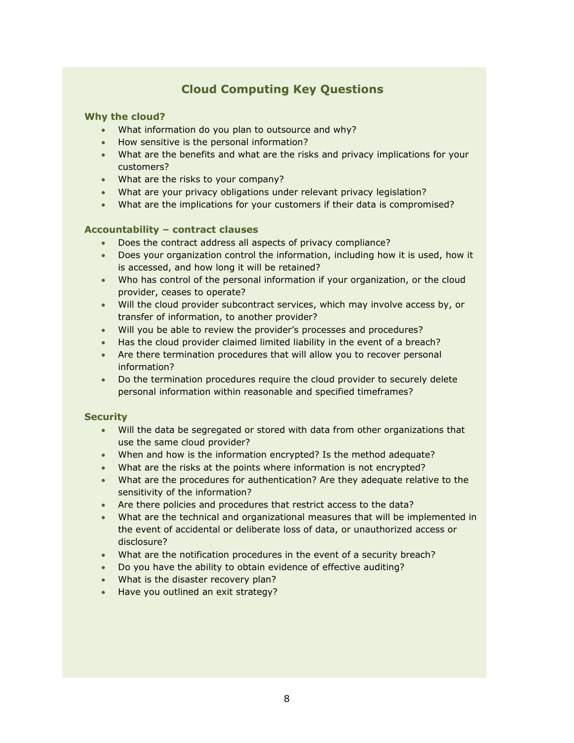## Cloud Computing Key Questions

### Why the cloud?

- What information do you plan to outsource and why?
- How sensitive is the personal information?
- What are the benefits and what are the risks and privacy implications for your customers?
- What are the risks to your company?
- What are your privacy obligations under relevant privacy legislation?
- What are the implications for your customers if their data is compromised?

### Accountability – contract clauses

- Does the contract address all aspects of privacy compliance?
- Does your organization control the information, including how it is used, how it is accessed, and how long it will be retained?
- Who has control of the personal information if your organization, or the cloud provider, ceases to operate?
- Will the cloud provider subcontract services, which may involve access by, or transfer of information, to another provider?
- Will you be able to review the provider's processes and procedures?
- Has the cloud provider claimed limited liability in the event of a breach?
- Are there termination procedures that will allow you to recover personal information?
- Do the termination procedures require the cloud provider to securely delete personal information within reasonable and specified timeframes?

### Security

- Will the data be segregated or stored with data from other organizations that use the same cloud provider?
- When and how is the information encrypted? Is the method adequate?
- What are the risks at the points where information is not encrypted?
- What are the procedures for authentication? Are they adequate relative to the sensitivity of the information?
- Are there policies and procedures that restrict access to the data?
- What are the technical and organizational measures that will be implemented in the event of accidental or deliberate loss of data, or unauthorized access or disclosure?
- What are the notification procedures in the event of a security breach?
- Do you have the ability to obtain evidence of effective auditing?
- What is the disaster recovery plan?
- Have you outlined an exit strategy?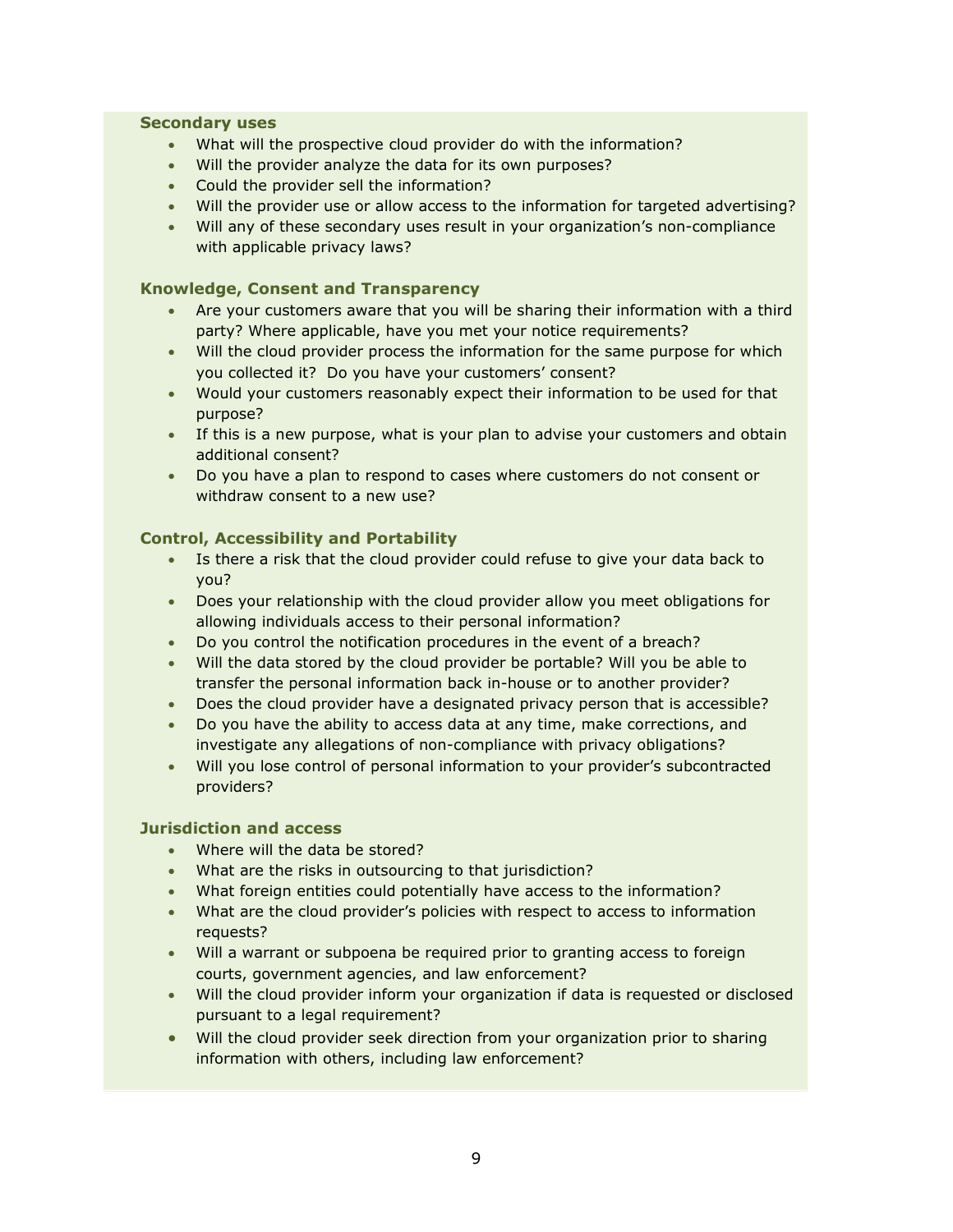**Secondary uses**

- What will the prospective cloud provider do with the information?
- Will the provider analyze the data for its own purposes?
- Could the provider sell the information?
- Will the provider use or allow access to the information for targeted advertising?
- Will any of these secondary uses result in your organization's non-compliance with applicable privacy laws?

**Knowledge, Consent and Transparency**

- Are your customers aware that you will be sharing their information with a third party? Where applicable, have you met your notice requirements?
- Will the cloud provider process the information for the same purpose for which you collected it? Do you have your customers' consent?
- Would your customers reasonably expect their information to be used for that purpose?
- If this is a new purpose, what is your plan to advise your customers and obtain additional consent?
- Do you have a plan to respond to cases where customers do not consent or withdraw consent to a new use?

**Control, Accessibility and Portability**

- Is there a risk that the cloud provider could refuse to give your data back to you?
- Does your relationship with the cloud provider allow you meet obligations for allowing individuals access to their personal information?
- Do you control the notification procedures in the event of a breach?
- Will the data stored by the cloud provider be portable? Will you be able to transfer the personal information back in-house or to another provider?
- Does the cloud provider have a designated privacy person that is accessible?
- Do you have the ability to access data at any time, make corrections, and investigate any allegations of non-compliance with privacy obligations?
- Will you lose control of personal information to your provider's subcontracted providers?

**Jurisdiction and access**

- Where will the data be stored?
- What are the risks in outsourcing to that jurisdiction?
- What foreign entities could potentially have access to the information?
- What are the cloud provider's policies with respect to access to information requests?
- Will a warrant or subpoena be required prior to granting access to foreign courts, government agencies, and law enforcement?
- Will the cloud provider inform your organization if data is requested or disclosed pursuant to a legal requirement?
- Will the cloud provider seek direction from your organization prior to sharing information with others, including law enforcement?